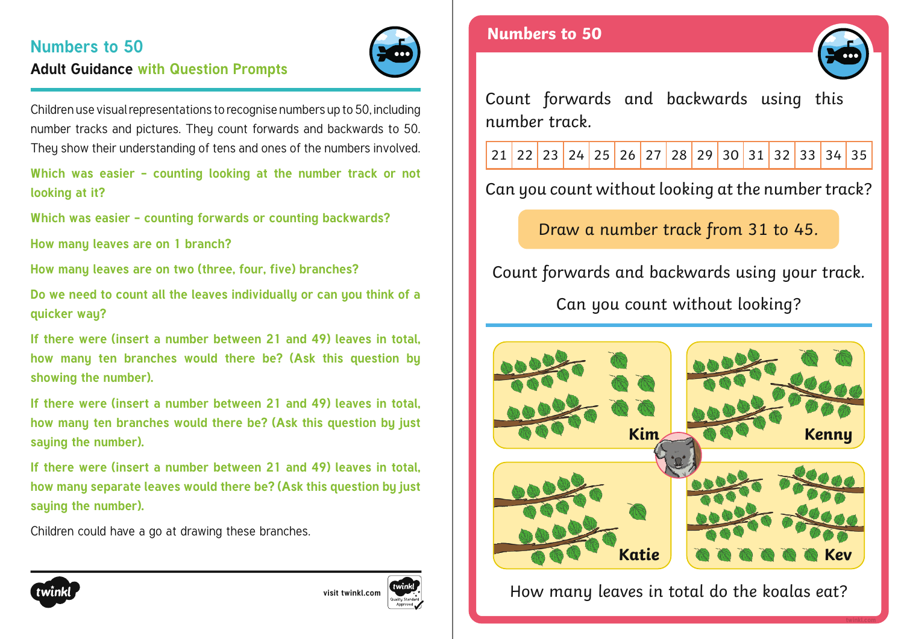## Numbers to 50

### Adult Guidance with Question Prompts

Children use visual representations to recognise numbers up to 50, including number tracks and pictures. They count forwards and backwards to 50. They show their understanding of tens and ones of the numbers involved.

**Which was easier – counting looking at the number track or not looking at it?**

**Which was easier – counting forwards or counting backwards?**

**How many leaves are on 1 branch?**

**How many leaves are on two (three, four, five) branches?**

**Do we need to count all the leaves individually or can you think of a quicker way?**

**If there were (insert a number between 21 and 49) leaves in total, how many ten branches would there be? (Ask this question by showing the number).**

**If there were (insert a number between 21 and 49) leaves in total, how many ten branches would there be? (Ask this question by just saying the number).**

**If there were (insert a number between 21 and 49) leaves in total, how many separate leaves would there be? (Ask this question by just saying the number).**

Children could have a go at drawing these branches.

## Numbers to 50

Count forwards and backwards using this number track.

| 21 | 22 | 23 | 24 | 25 | 26 | 27 | 28 | 29 | 30 | 31 | 32 | 33 | 34 | 35 |
|---|---|---|---|---|---|---|---|---|---|---|---|---|---|---|

Can you count without looking at the number track?

Draw a number track from 31 to 45.

Count forwards and backwards using your track.

Can you count without looking?

Kim

Kenny

Katie

Kev

How many leaves in total do the koalas eat?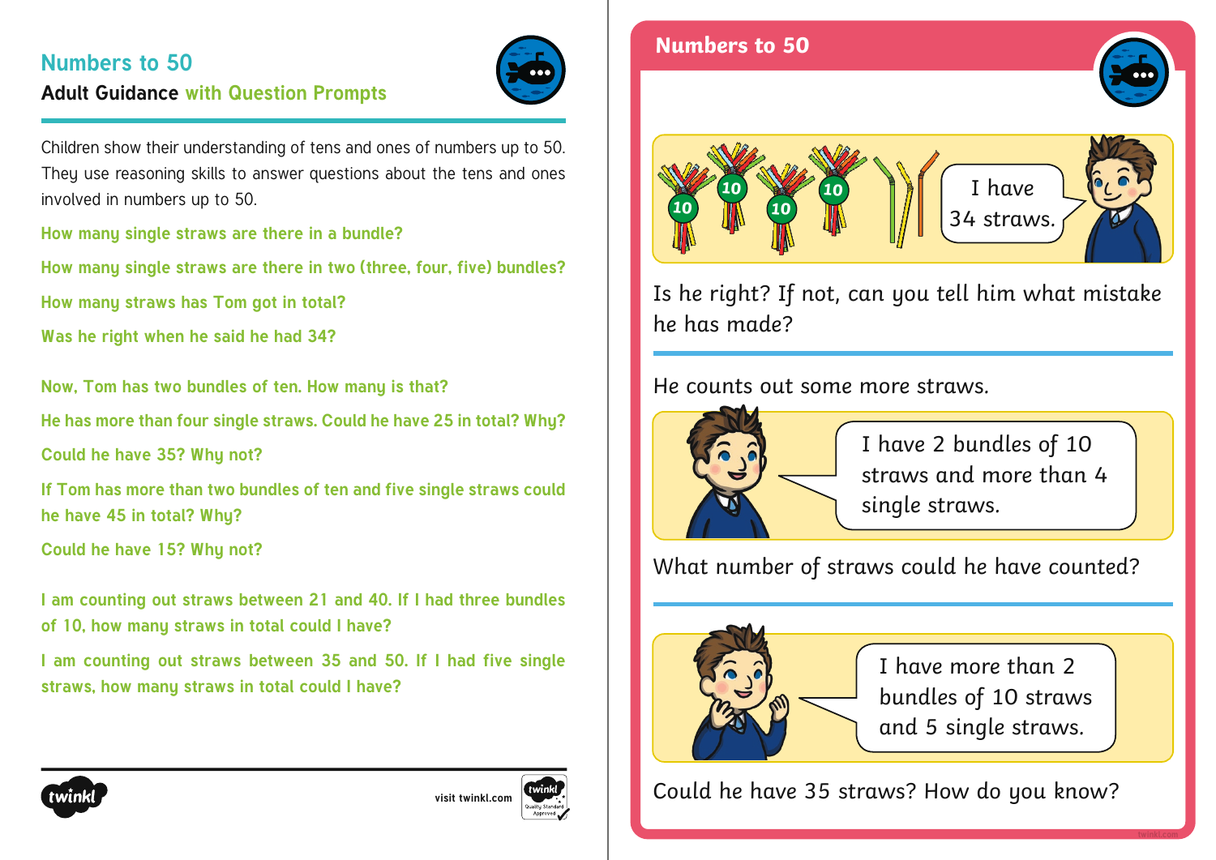## Numbers to 50

**Adult Guidance** with Question Prompts

Children show their understanding of tens and ones of numbers up to 50. They use reasoning skills to answer questions about the tens and ones involved in numbers up to 50.

**How many single straws are there in a bundle?**

**How many single straws are there in two (three, four, five) bundles?**

**How many straws has Tom got in total?**

**Was he right when he said he had 34?**

**Now, Tom has two bundles of ten. How many is that?**

**He has more than four single straws. Could he have 25 in total? Why?**

**Could he have 35? Why not?**

**If Tom has more than two bundles of ten and five single straws could he have 45 in total? Why?**

**Could he have 15? Why not?**

**I am counting out straws between 21 and 40. If I had three bundles of 10, how many straws in total could I have?**

**I am counting out straws between 35 and 50. If I had five single straws, how many straws in total could I have?**

## Numbers to 50

I have 34 straws.

Is he right? If not, can you tell him what mistake he has made?

---

He counts out some more straws.

I have 2 bundles of 10 straws and more than 4 single straws.

What number of straws could he have counted?

---

I have more than 2 bundles of 10 straws and 5 single straws.

Could he have 35 straws? How do you know?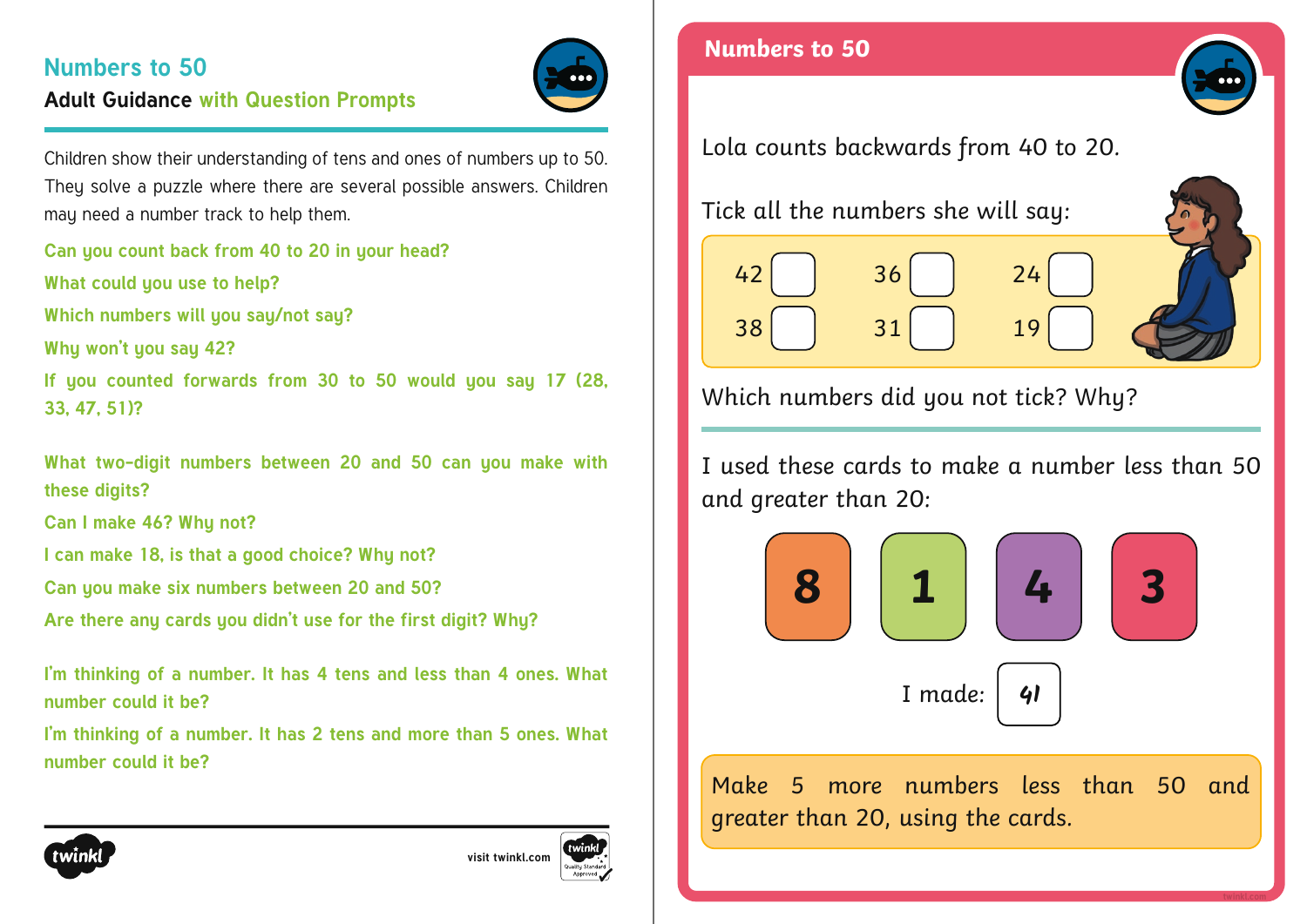## Numbers to 50

### Adult Guidance with Question Prompts

Children show their understanding of tens and ones of numbers up to 50. They solve a puzzle where there are several possible answers. Children may need a number track to help them.

**Can you count back from 40 to 20 in your head?**

**What could you use to help?**

**Which numbers will you say/not say?**

**Why won't you say 42?**

**If you counted forwards from 30 to 50 would you say 17 (28, 33, 47, 51)?**

**What two-digit numbers between 20 and 50 can you make with these digits?**

**Can I make 46? Why not?**

**I can make 18, is that a good choice? Why not?**

**Can you make six numbers between 20 and 50?**

**Are there any cards you didn't use for the first digit? Why?**

**I'm thinking of a number. It has 4 tens and less than 4 ones. What number could it be?**

**I'm thinking of a number. It has 2 tens and more than 5 ones. What number could it be?**

visit twinkl.com

## Numbers to 50

Lola counts backwards from 40 to 20.

Tick all the numbers she will say:

| | | |
|---|---|---|
| 42 ☐ | 36 ☐ | 24 ☐ |
| 38 ☐ | 31 ☐ | 19 ☐ |

Which numbers did you not tick? Why?

I used these cards to make a number less than 50 and greater than 20:

8 1 4 3

I made: 41

Make 5 more numbers less than 50 and greater than 20, using the cards.